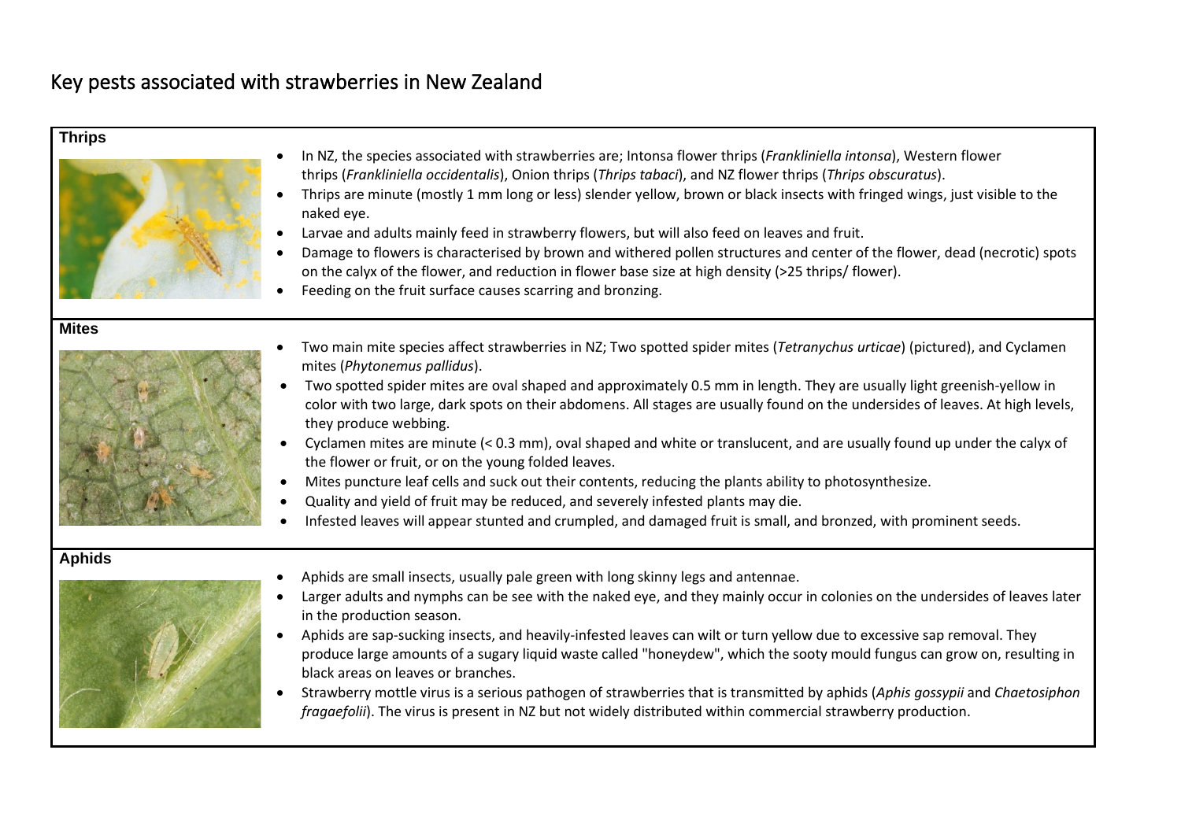# Key pests associated with strawberries in New Zealand

## Thrips

- In NZ, the species associated with strawberries are; Intonsa flower thrips (*Frankliniella intonsa*), Western flower thrips (*Frankliniella occidentalis*), Onion thrips (*Thrips tabaci*), and NZ flower thrips (*Thrips obscuratus*).
- Thrips are minute (mostly 1 mm long or less) slender yellow, brown or black insects with fringed wings, just visible to the naked eye.
- Larvae and adults mainly feed in strawberry flowers, but will also feed on leaves and fruit.
- Damage to flowers is characterised by brown and withered pollen structures and center of the flower, dead (necrotic) spots on the calyx of the flower, and reduction in flower base size at high density (>25 thrips/ flower).
- Feeding on the fruit surface causes scarring and bronzing.

## Mites

- Two main mite species affect strawberries in NZ; Two spotted spider mites (*Tetranychus urticae*) (pictured), and Cyclamen mites (*Phytonemus pallidus*).
- Two spotted spider mites are oval shaped and approximately 0.5 mm in length. They are usually light greenish-yellow in color with two large, dark spots on their abdomens. All stages are usually found on the undersides of leaves. At high levels, they produce webbing.
- Cyclamen mites are minute (< 0.3 mm), oval shaped and white or translucent, and are usually found up under the calyx of the flower or fruit, or on the young folded leaves.
- Mites puncture leaf cells and suck out their contents, reducing the plants ability to photosynthesize.
- Quality and yield of fruit may be reduced, and severely infested plants may die.
- Infested leaves will appear stunted and crumpled, and damaged fruit is small, and bronzed, with prominent seeds.

## Aphids

- Aphids are small insects, usually pale green with long skinny legs and antennae.
- Larger adults and nymphs can be see with the naked eye, and they mainly occur in colonies on the undersides of leaves later in the production season.
- Aphids are sap-sucking insects, and heavily-infested leaves can wilt or turn yellow due to excessive sap removal. They produce large amounts of a sugary liquid waste called "honeydew", which the sooty mould fungus can grow on, resulting in black areas on leaves or branches.
- Strawberry mottle virus is a serious pathogen of strawberries that is transmitted by aphids (*Aphis gossypii* and *Chaetosiphon fragaefolii*). The virus is present in NZ but not widely distributed within commercial strawberry production.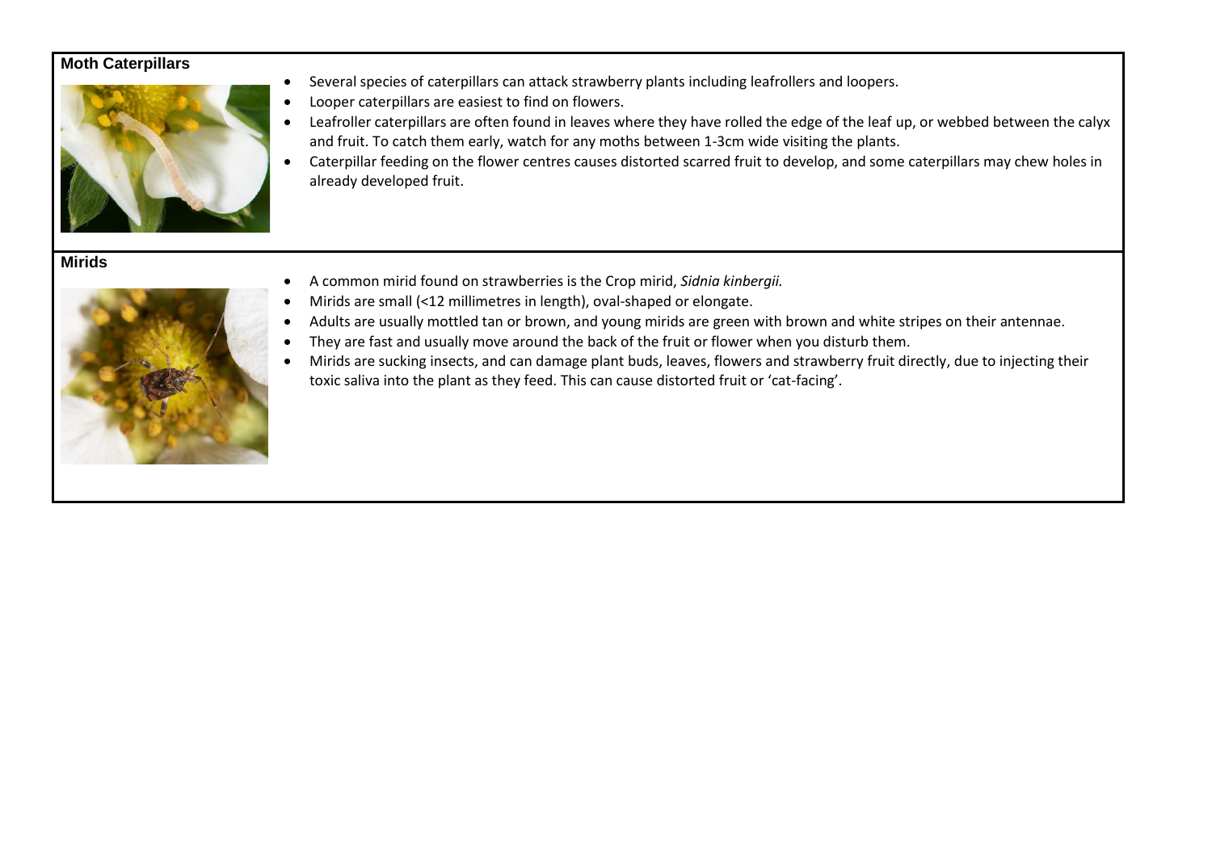## Moth Caterpillars

- Several species of caterpillars can attack strawberry plants including leafrollers and loopers.
- Looper caterpillars are easiest to find on flowers.
- Leafroller caterpillars are often found in leaves where they have rolled the edge of the leaf up, or webbed between the calyx and fruit. To catch them early, watch for any moths between 1-3cm wide visiting the plants.
- Caterpillar feeding on the flower centres causes distorted scarred fruit to develop, and some caterpillars may chew holes in already developed fruit.

## Mirids

- A common mirid found on strawberries is the Crop mirid, *Sidnia kinbergii.*
- Mirids are small (<12 millimetres in length), oval-shaped or elongate.
- Adults are usually mottled tan or brown, and young mirids are green with brown and white stripes on their antennae.
- They are fast and usually move around the back of the fruit or flower when you disturb them.
- Mirids are sucking insects, and can damage plant buds, leaves, flowers and strawberry fruit directly, due to injecting their toxic saliva into the plant as they feed. This can cause distorted fruit or 'cat-facing'.